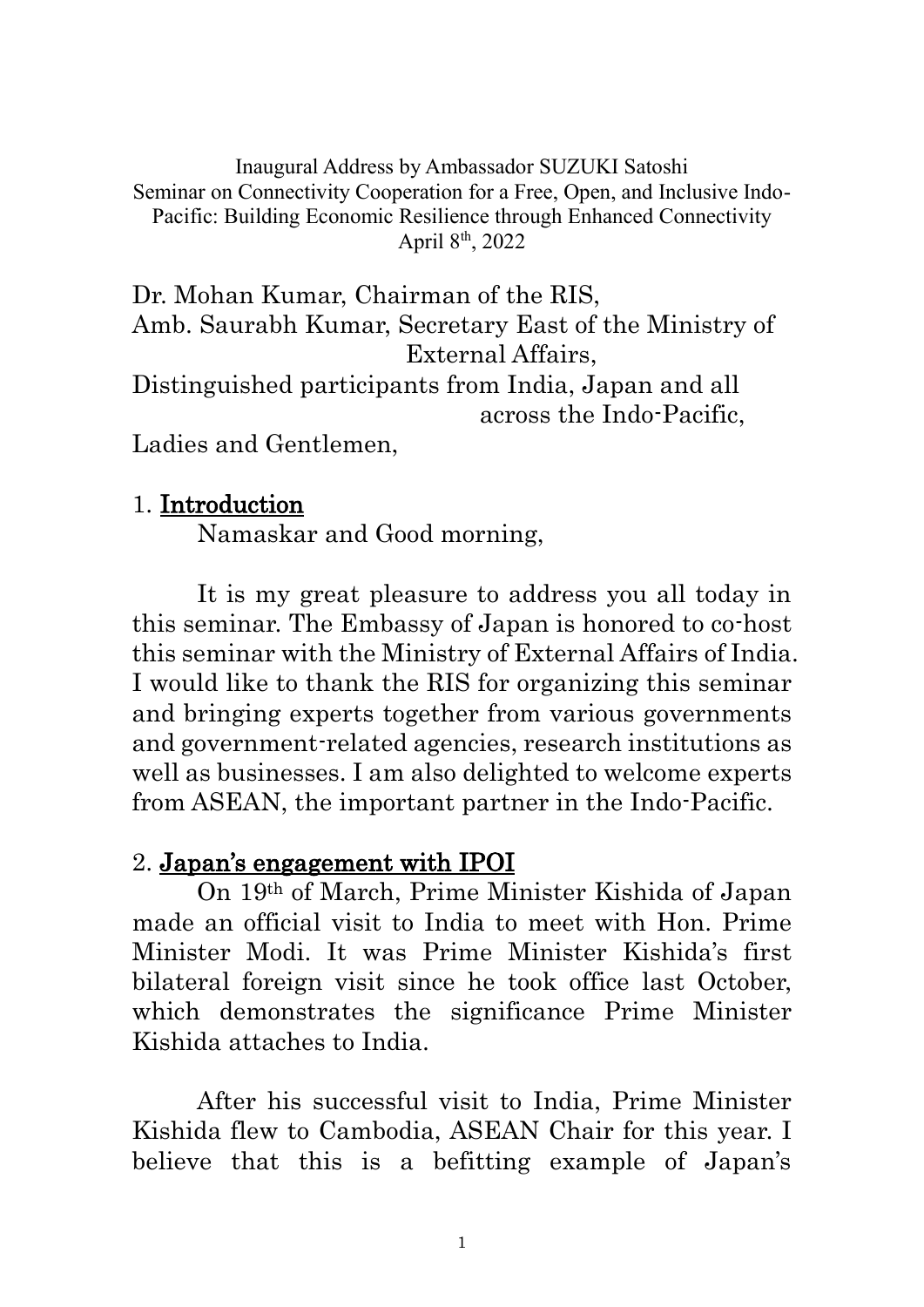Inaugural Address by Ambassador SUZUKI Satoshi
Seminar on Connectivity Cooperation for a Free, Open, and Inclusive Indo-Pacific: Building Economic Resilience through Enhanced Connectivity
April 8th, 2022

Dr. Mohan Kumar, Chairman of the RIS,
Amb. Saurabh Kumar, Secretary East of the Ministry of External Affairs,
Distinguished participants from India, Japan and all across the Indo-Pacific,
Ladies and Gentlemen,

## 1. Introduction

Namaskar and Good morning,

It is my great pleasure to address you all today in this seminar. The Embassy of Japan is honored to co-host this seminar with the Ministry of External Affairs of India. I would like to thank the RIS for organizing this seminar and bringing experts together from various governments and government-related agencies, research institutions as well as businesses. I am also delighted to welcome experts from ASEAN, the important partner in the Indo-Pacific.

## 2. Japan's engagement with IPOI

On 19th of March, Prime Minister Kishida of Japan made an official visit to India to meet with Hon. Prime Minister Modi. It was Prime Minister Kishida's first bilateral foreign visit since he took office last October, which demonstrates the significance Prime Minister Kishida attaches to India.

After his successful visit to India, Prime Minister Kishida flew to Cambodia, ASEAN Chair for this year. I believe that this is a befitting example of Japan's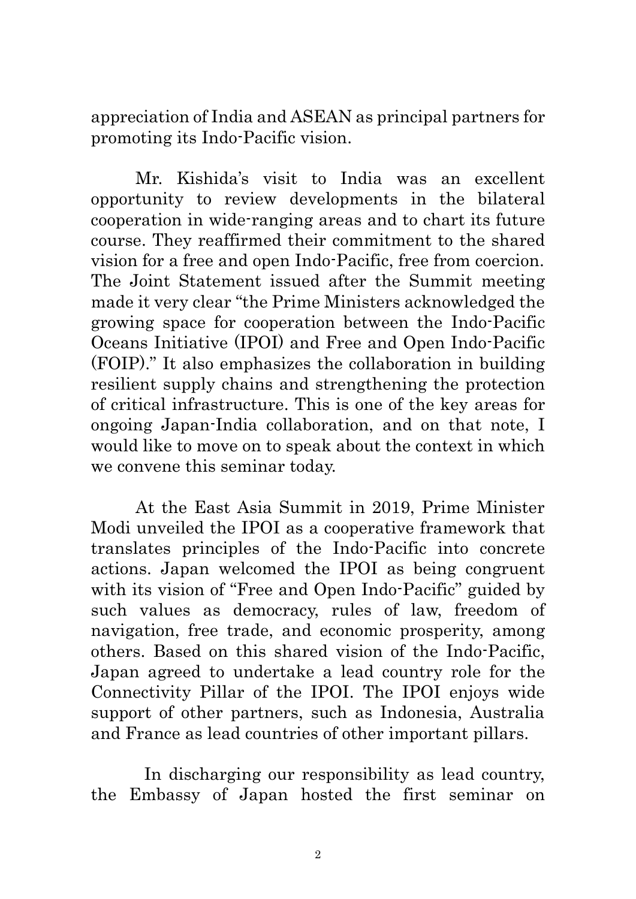appreciation of India and ASEAN as principal partners for promoting its Indo-Pacific vision.

Mr. Kishida's visit to India was an excellent opportunity to review developments in the bilateral cooperation in wide-ranging areas and to chart its future course. They reaffirmed their commitment to the shared vision for a free and open Indo-Pacific, free from coercion. The Joint Statement issued after the Summit meeting made it very clear "the Prime Ministers acknowledged the growing space for cooperation between the Indo-Pacific Oceans Initiative (IPOI) and Free and Open Indo-Pacific (FOIP)." It also emphasizes the collaboration in building resilient supply chains and strengthening the protection of critical infrastructure. This is one of the key areas for ongoing Japan-India collaboration, and on that note, I would like to move on to speak about the context in which we convene this seminar today.

At the East Asia Summit in 2019, Prime Minister Modi unveiled the IPOI as a cooperative framework that translates principles of the Indo-Pacific into concrete actions. Japan welcomed the IPOI as being congruent with its vision of "Free and Open Indo-Pacific" guided by such values as democracy, rules of law, freedom of navigation, free trade, and economic prosperity, among others. Based on this shared vision of the Indo-Pacific, Japan agreed to undertake a lead country role for the Connectivity Pillar of the IPOI. The IPOI enjoys wide support of other partners, such as Indonesia, Australia and France as lead countries of other important pillars.

In discharging our responsibility as lead country, the Embassy of Japan hosted the first seminar on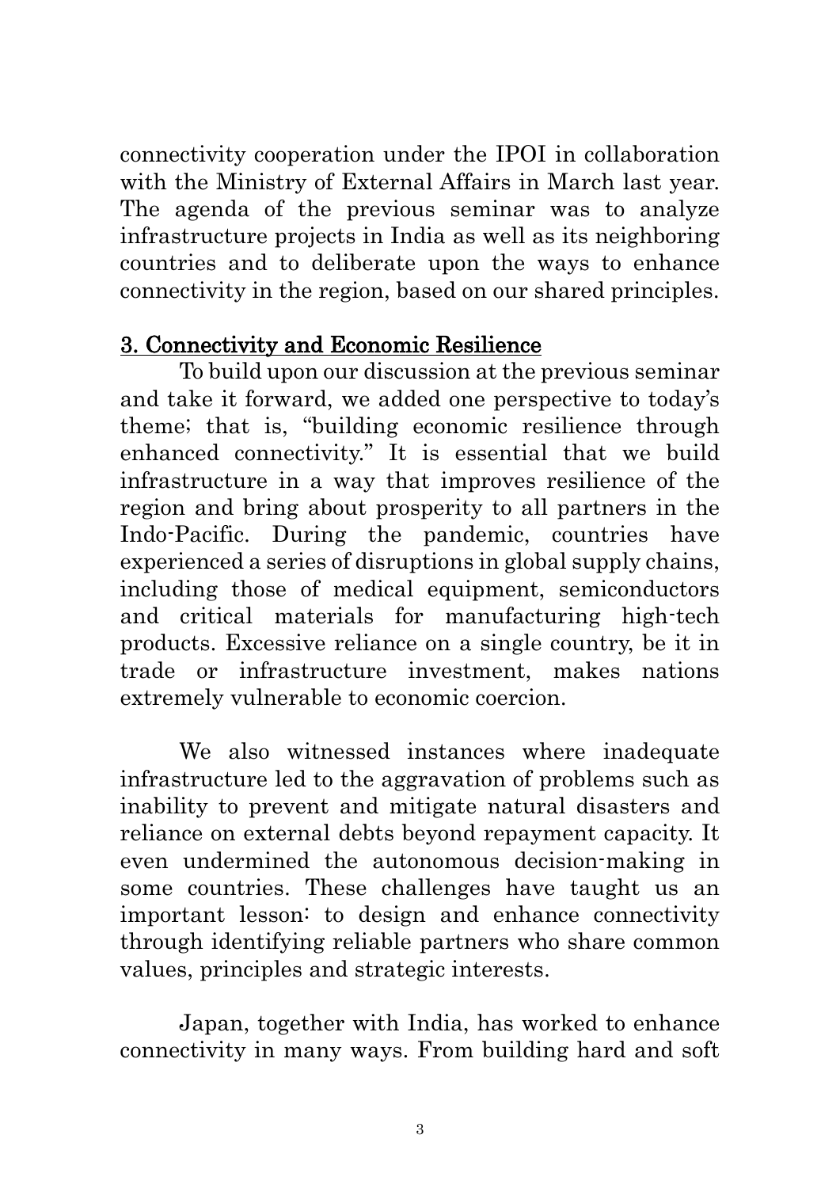connectivity cooperation under the IPOI in collaboration with the Ministry of External Affairs in March last year. The agenda of the previous seminar was to analyze infrastructure projects in India as well as its neighboring countries and to deliberate upon the ways to enhance connectivity in the region, based on our shared principles.

## 3. Connectivity and Economic Resilience

To build upon our discussion at the previous seminar and take it forward, we added one perspective to today's theme; that is, "building economic resilience through enhanced connectivity." It is essential that we build infrastructure in a way that improves resilience of the region and bring about prosperity to all partners in the Indo-Pacific. During the pandemic, countries have experienced a series of disruptions in global supply chains, including those of medical equipment, semiconductors and critical materials for manufacturing high-tech products. Excessive reliance on a single country, be it in trade or infrastructure investment, makes nations extremely vulnerable to economic coercion.

We also witnessed instances where inadequate infrastructure led to the aggravation of problems such as inability to prevent and mitigate natural disasters and reliance on external debts beyond repayment capacity. It even undermined the autonomous decision-making in some countries. These challenges have taught us an important lesson: to design and enhance connectivity through identifying reliable partners who share common values, principles and strategic interests.

Japan, together with India, has worked to enhance connectivity in many ways. From building hard and soft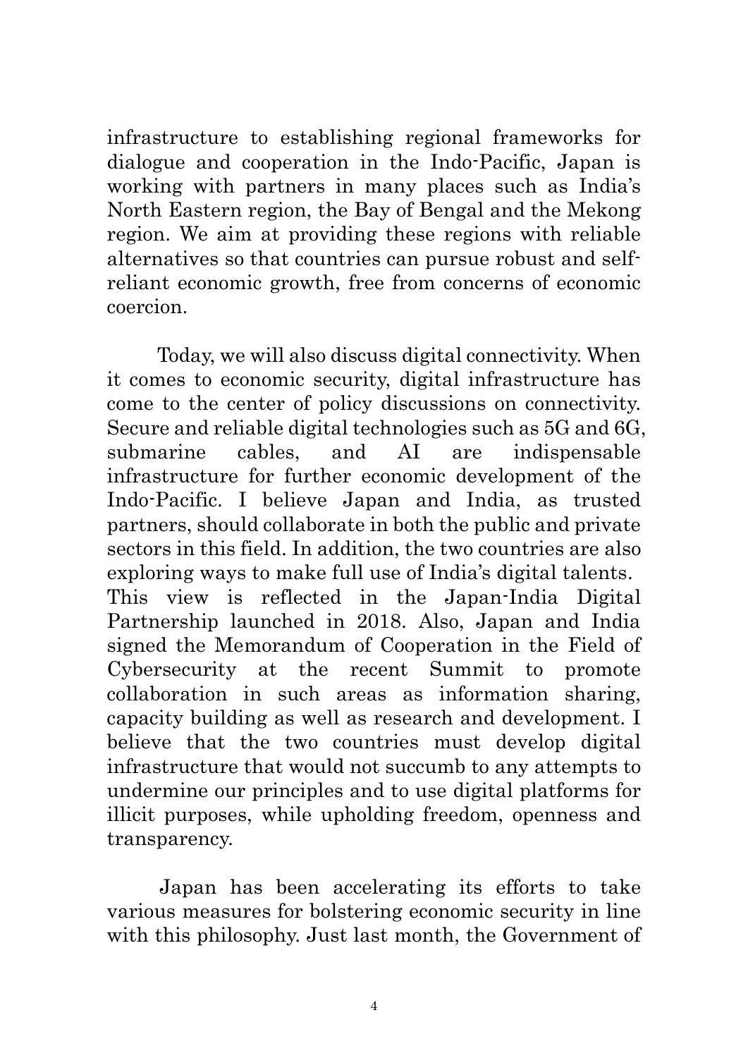infrastructure to establishing regional frameworks for dialogue and cooperation in the Indo-Pacific, Japan is working with partners in many places such as India's North Eastern region, the Bay of Bengal and the Mekong region. We aim at providing these regions with reliable alternatives so that countries can pursue robust and self-reliant economic growth, free from concerns of economic coercion.

Today, we will also discuss digital connectivity. When it comes to economic security, digital infrastructure has come to the center of policy discussions on connectivity. Secure and reliable digital technologies such as 5G and 6G, submarine cables, and AI are indispensable infrastructure for further economic development of the Indo-Pacific. I believe Japan and India, as trusted partners, should collaborate in both the public and private sectors in this field. In addition, the two countries are also exploring ways to make full use of India's digital talents. This view is reflected in the Japan-India Digital Partnership launched in 2018. Also, Japan and India signed the Memorandum of Cooperation in the Field of Cybersecurity at the recent Summit to promote collaboration in such areas as information sharing, capacity building as well as research and development. I believe that the two countries must develop digital infrastructure that would not succumb to any attempts to undermine our principles and to use digital platforms for illicit purposes, while upholding freedom, openness and transparency.

Japan has been accelerating its efforts to take various measures for bolstering economic security in line with this philosophy. Just last month, the Government of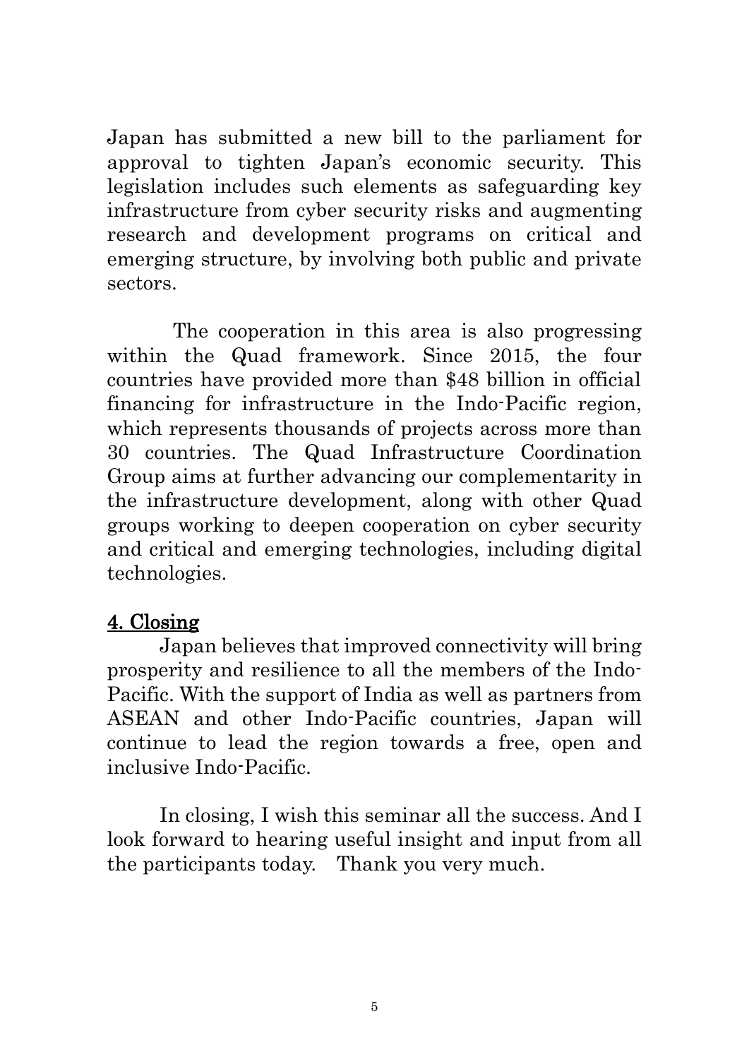Japan has submitted a new bill to the parliament for approval to tighten Japan's economic security. This legislation includes such elements as safeguarding key infrastructure from cyber security risks and augmenting research and development programs on critical and emerging structure, by involving both public and private sectors.

The cooperation in this area is also progressing within the Quad framework. Since 2015, the four countries have provided more than $48 billion in official financing for infrastructure in the Indo-Pacific region, which represents thousands of projects across more than 30 countries. The Quad Infrastructure Coordination Group aims at further advancing our complementarity in the infrastructure development, along with other Quad groups working to deepen cooperation on cyber security and critical and emerging technologies, including digital technologies.

## 4. Closing

Japan believes that improved connectivity will bring prosperity and resilience to all the members of the Indo-Pacific. With the support of India as well as partners from ASEAN and other Indo-Pacific countries, Japan will continue to lead the region towards a free, open and inclusive Indo-Pacific.

In closing, I wish this seminar all the success. And I look forward to hearing useful insight and input from all the participants today. Thank you very much.